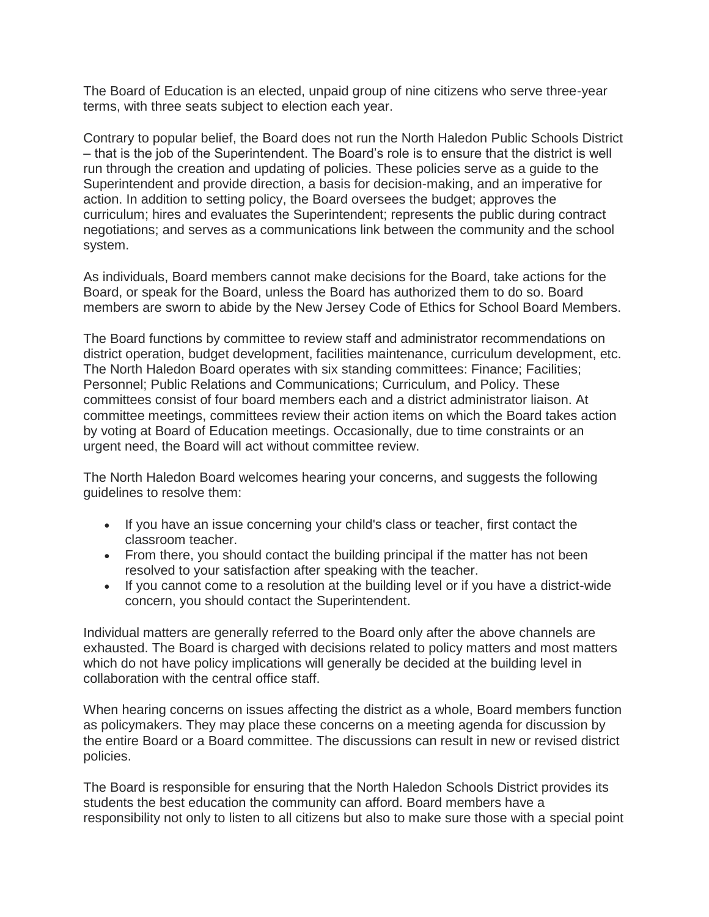The Board of Education is an elected, unpaid group of nine citizens who serve three-year terms, with three seats subject to election each year.

Contrary to popular belief, the Board does not run the North Haledon Public Schools District – that is the job of the Superintendent. The Board's role is to ensure that the district is well run through the creation and updating of policies. These policies serve as a guide to the Superintendent and provide direction, a basis for decision-making, and an imperative for action. In addition to setting policy, the Board oversees the budget; approves the curriculum; hires and evaluates the Superintendent; represents the public during contract negotiations; and serves as a communications link between the community and the school system.

As individuals, Board members cannot make decisions for the Board, take actions for the Board, or speak for the Board, unless the Board has authorized them to do so. Board members are sworn to abide by the New Jersey Code of Ethics for School Board Members.

The Board functions by committee to review staff and administrator recommendations on district operation, budget development, facilities maintenance, curriculum development, etc. The North Haledon Board operates with six standing committees: Finance; Facilities; Personnel; Public Relations and Communications; Curriculum, and Policy. These committees consist of four board members each and a district administrator liaison. At committee meetings, committees review their action items on which the Board takes action by voting at Board of Education meetings. Occasionally, due to time constraints or an urgent need, the Board will act without committee review.

The North Haledon Board welcomes hearing your concerns, and suggests the following guidelines to resolve them:

- If you have an issue concerning your child's class or teacher, first contact the classroom teacher.
- From there, you should contact the building principal if the matter has not been resolved to your satisfaction after speaking with the teacher.
- If you cannot come to a resolution at the building level or if you have a district-wide concern, you should contact the Superintendent.

Individual matters are generally referred to the Board only after the above channels are exhausted. The Board is charged with decisions related to policy matters and most matters which do not have policy implications will generally be decided at the building level in collaboration with the central office staff.

When hearing concerns on issues affecting the district as a whole, Board members function as policymakers. They may place these concerns on a meeting agenda for discussion by the entire Board or a Board committee. The discussions can result in new or revised district policies.

The Board is responsible for ensuring that the North Haledon Schools District provides its students the best education the community can afford. Board members have a responsibility not only to listen to all citizens but also to make sure those with a special point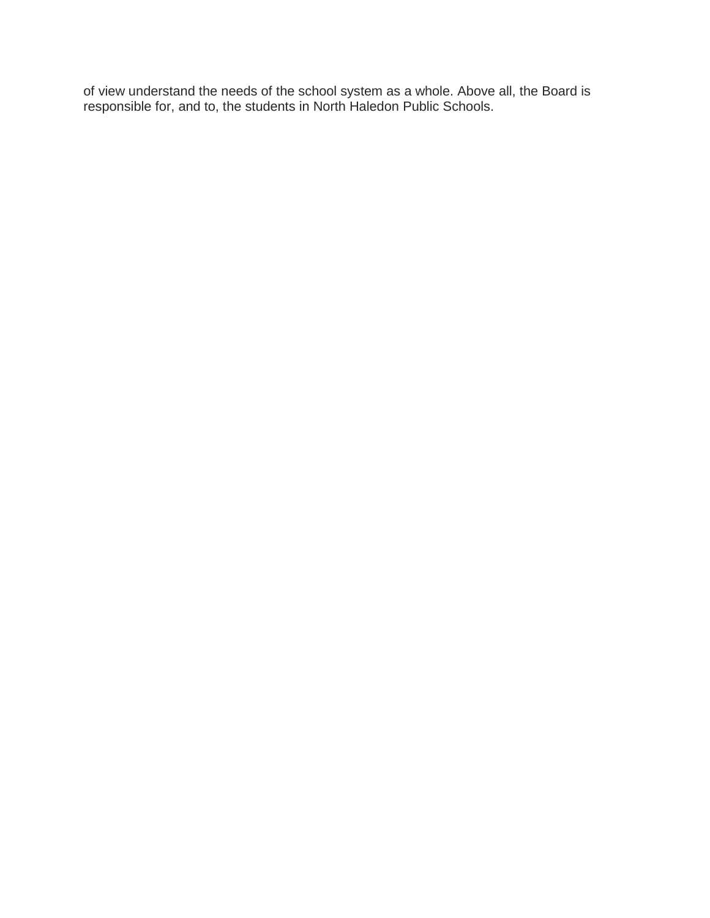of view understand the needs of the school system as a whole. Above all, the Board is responsible for, and to, the students in North Haledon Public Schools.